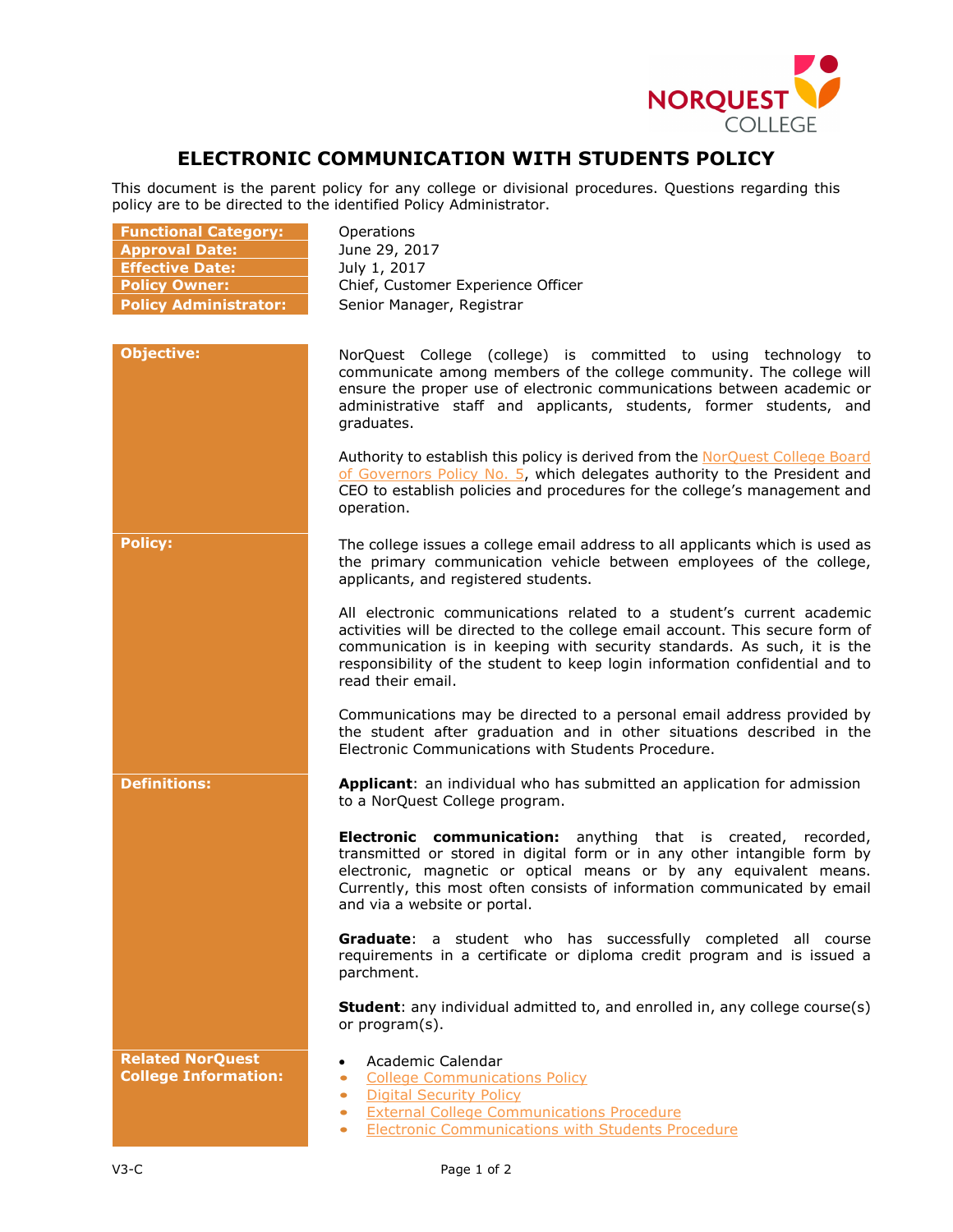# ELECTRONIC COMMUNICATION WITH STUDENTS POLICY

This document is the parent policy for any college or divisional procedures. Questions regarding this policy are to be directed to the identified Policy Administrator.

| | |
|---|---|
| **Functional Category:** | Operations |
| **Approval Date:** | June 29, 2017 |
| **Effective Date:** | July 1, 2017 |
| **Policy Owner:** | Chief, Customer Experience Officer |
| **Policy Administrator:** | Senior Manager, Registrar |

## Objective:

NorQuest College (college) is committed to using technology to communicate among members of the college community. The college will ensure the proper use of electronic communications between academic or administrative staff and applicants, students, former students, and graduates.

Authority to establish this policy is derived from the NorQuest College Board of Governors Policy No. 5, which delegates authority to the President and CEO to establish policies and procedures for the college's management and operation.

## Policy:

The college issues a college email address to all applicants which is used as the primary communication vehicle between employees of the college, applicants, and registered students.

All electronic communications related to a student's current academic activities will be directed to the college email account. This secure form of communication is in keeping with security standards. As such, it is the responsibility of the student to keep login information confidential and to read their email.

Communications may be directed to a personal email address provided by the student after graduation and in other situations described in the Electronic Communications with Students Procedure.

## Definitions:

**Applicant**: an individual who has submitted an application for admission to a NorQuest College program.

**Electronic communication:** anything that is created, recorded, transmitted or stored in digital form or in any other intangible form by electronic, magnetic or optical means or by any equivalent means. Currently, this most often consists of information communicated by email and via a website or portal.

**Graduate**: a student who has successfully completed all course requirements in a certificate or diploma credit program and is issued a parchment.

**Student**: any individual admitted to, and enrolled in, any college course(s) or program(s).

## Related NorQuest College Information:

- Academic Calendar
- College Communications Policy
- Digital Security Policy
- External College Communications Procedure
- Electronic Communications with Students Procedure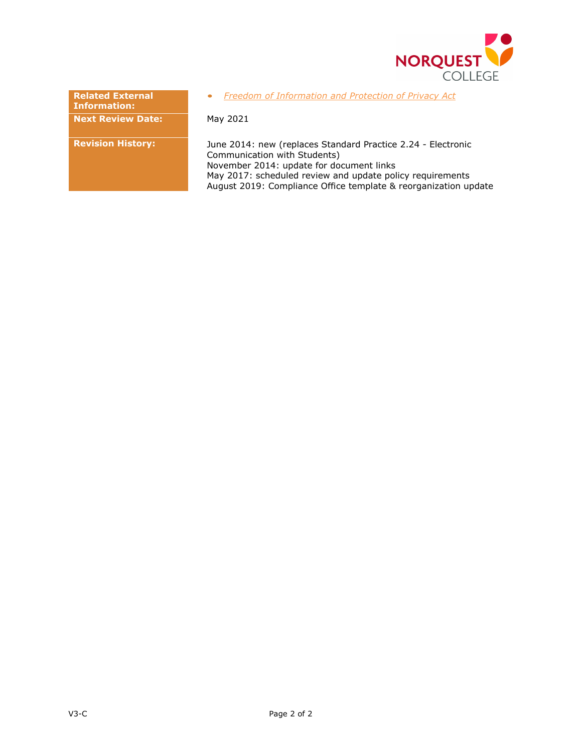| | |
|---|---|
| **Related External Information:** | • *Freedom of Information and Protection of Privacy Act* |
| **Next Review Date:** | May 2021 |
| **Revision History:** | June 2014: new (replaces Standard Practice 2.24 - Electronic Communication with Students)<br>November 2014: update for document links<br>May 2017: scheduled review and update policy requirements<br>August 2019: Compliance Office template & reorganization update |

V3-C